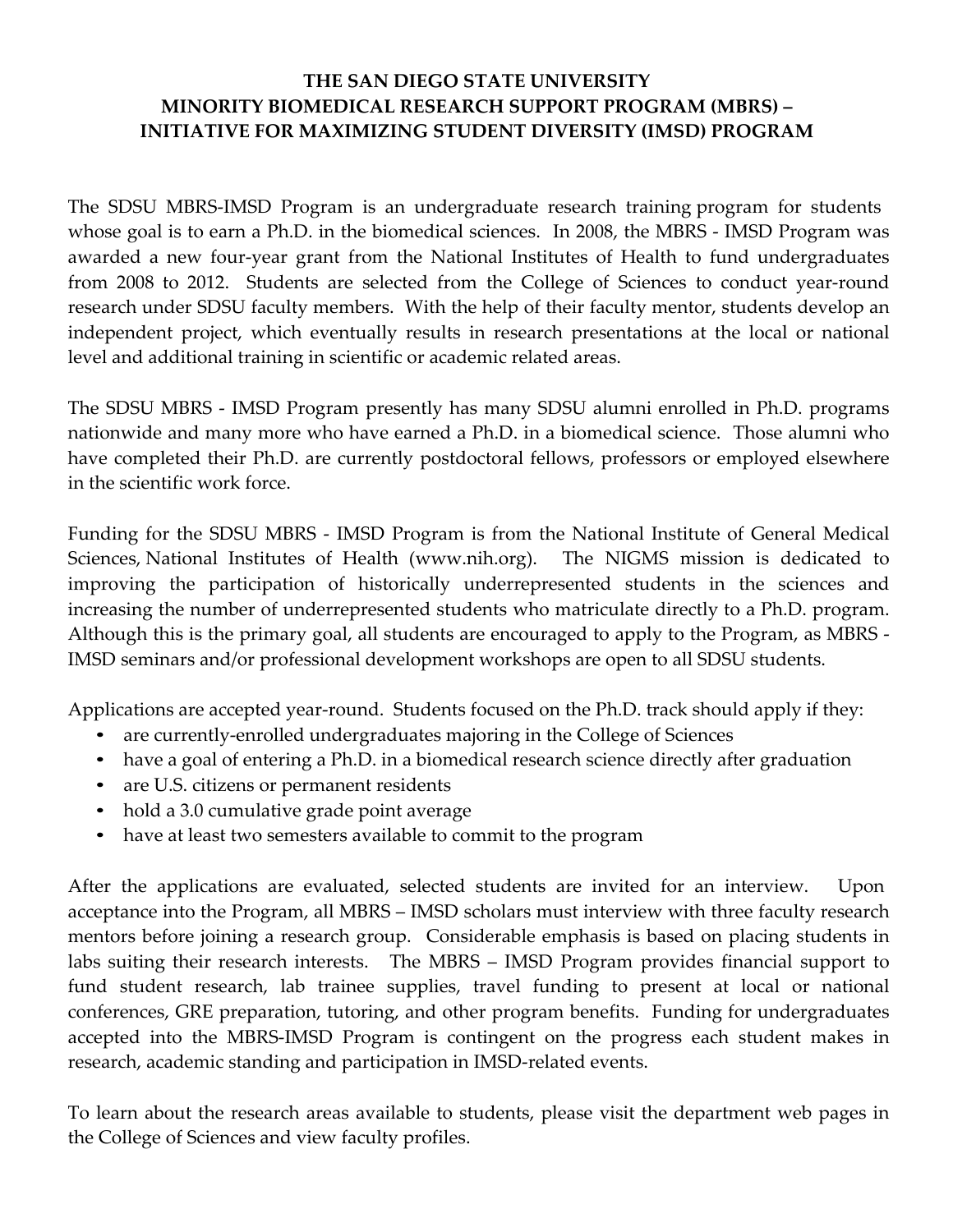# THE SAN DIEGO STATE UNIVERSITY
# MINORITY BIOMEDICAL RESEARCH SUPPORT PROGRAM (MBRS) – INITIATIVE FOR MAXIMIZING STUDENT DIVERSITY (IMSD) PROGRAM

The SDSU MBRS-IMSD Program is an undergraduate research training program for students whose goal is to earn a Ph.D. in the biomedical sciences. In 2008, the MBRS - IMSD Program was awarded a new four-year grant from the National Institutes of Health to fund undergraduates from 2008 to 2012. Students are selected from the College of Sciences to conduct year-round research under SDSU faculty members. With the help of their faculty mentor, students develop an independent project, which eventually results in research presentations at the local or national level and additional training in scientific or academic related areas.

The SDSU MBRS - IMSD Program presently has many SDSU alumni enrolled in Ph.D. programs nationwide and many more who have earned a Ph.D. in a biomedical science. Those alumni who have completed their Ph.D. are currently postdoctoral fellows, professors or employed elsewhere in the scientific work force.

Funding for the SDSU MBRS - IMSD Program is from the National Institute of General Medical Sciences, National Institutes of Health (www.nih.org). The NIGMS mission is dedicated to improving the participation of historically underrepresented students in the sciences and increasing the number of underrepresented students who matriculate directly to a Ph.D. program. Although this is the primary goal, all students are encouraged to apply to the Program, as MBRS - IMSD seminars and/or professional development workshops are open to all SDSU students.

Applications are accepted year-round. Students focused on the Ph.D. track should apply if they:

- are currently-enrolled undergraduates majoring in the College of Sciences
- have a goal of entering a Ph.D. in a biomedical research science directly after graduation
- are U.S. citizens or permanent residents
- hold a 3.0 cumulative grade point average
- have at least two semesters available to commit to the program

After the applications are evaluated, selected students are invited for an interview. Upon acceptance into the Program, all MBRS – IMSD scholars must interview with three faculty research mentors before joining a research group. Considerable emphasis is based on placing students in labs suiting their research interests. The MBRS – IMSD Program provides financial support to fund student research, lab trainee supplies, travel funding to present at local or national conferences, GRE preparation, tutoring, and other program benefits. Funding for undergraduates accepted into the MBRS-IMSD Program is contingent on the progress each student makes in research, academic standing and participation in IMSD-related events.

To learn about the research areas available to students, please visit the department web pages in the College of Sciences and view faculty profiles.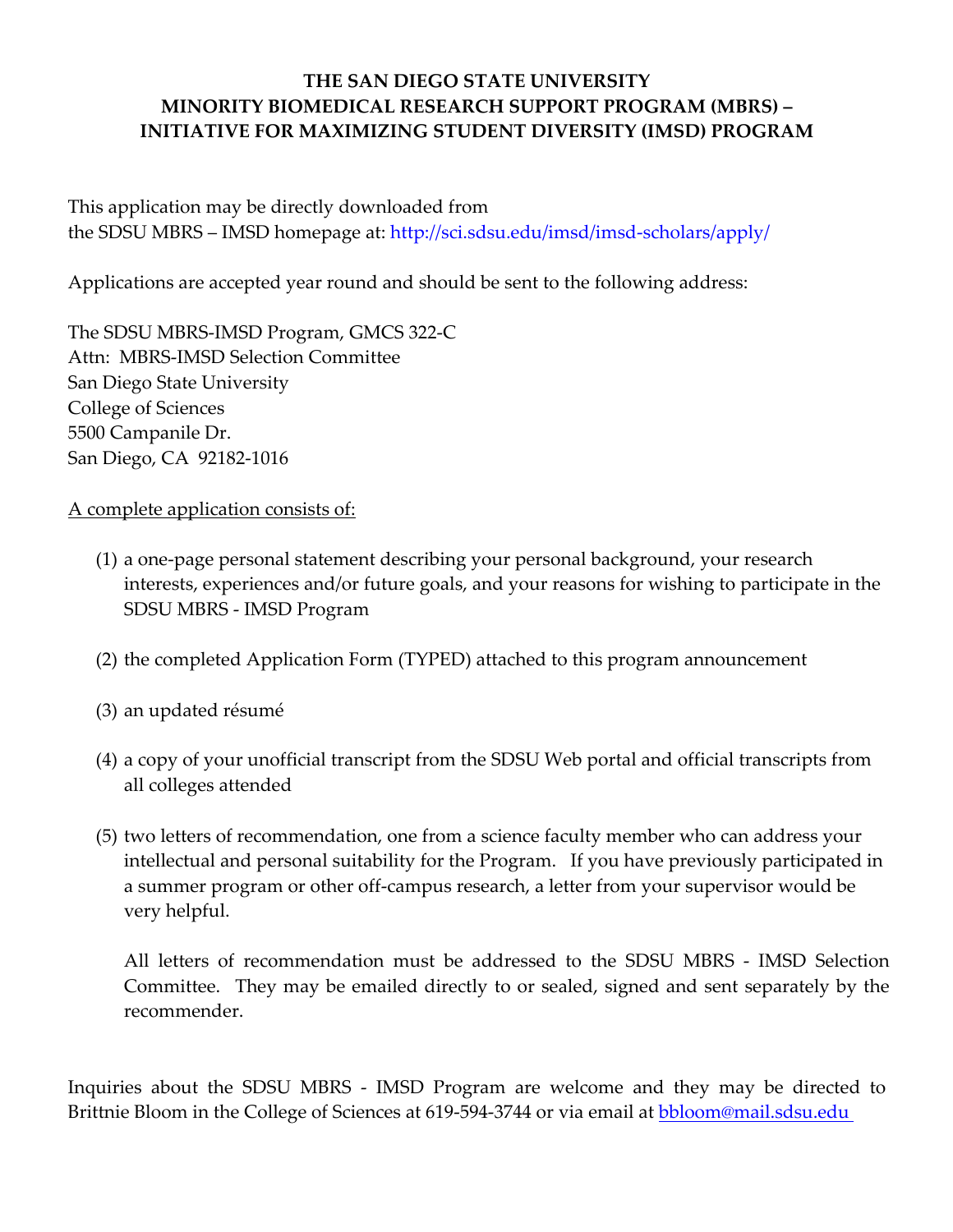**THE SAN DIEGO STATE UNIVERSITY**
**MINORITY BIOMEDICAL RESEARCH SUPPORT PROGRAM (MBRS) –**
**INITIATIVE FOR MAXIMIZING STUDENT DIVERSITY (IMSD) PROGRAM**

This application may be directly downloaded from
the SDSU MBRS – IMSD homepage at: http://sci.sdsu.edu/imsd/imsd-scholars/apply/

Applications are accepted year round and should be sent to the following address:

The SDSU MBRS-IMSD Program, GMCS 322-C
Attn: MBRS-IMSD Selection Committee
San Diego State University
College of Sciences
5500 Campanile Dr.
San Diego, CA 92182-1016

<u>A complete application consists of:</u>

(1) a one-page personal statement describing your personal background, your research interests, experiences and/or future goals, and your reasons for wishing to participate in the SDSU MBRS - IMSD Program

(2) the completed Application Form (TYPED) attached to this program announcement

(3) an updated résumé

(4) a copy of your unofficial transcript from the SDSU Web portal and official transcripts from all colleges attended

(5) two letters of recommendation, one from a science faculty member who can address your intellectual and personal suitability for the Program. If you have previously participated in a summer program or other off-campus research, a letter from your supervisor would be very helpful.

All letters of recommendation must be addressed to the SDSU MBRS - IMSD Selection Committee. They may be emailed directly to or sealed, signed and sent separately by the recommender.

Inquiries about the SDSU MBRS - IMSD Program are welcome and they may be directed to Brittnie Bloom in the College of Sciences at 619-594-3744 or via email at bbloom@mail.sdsu.edu